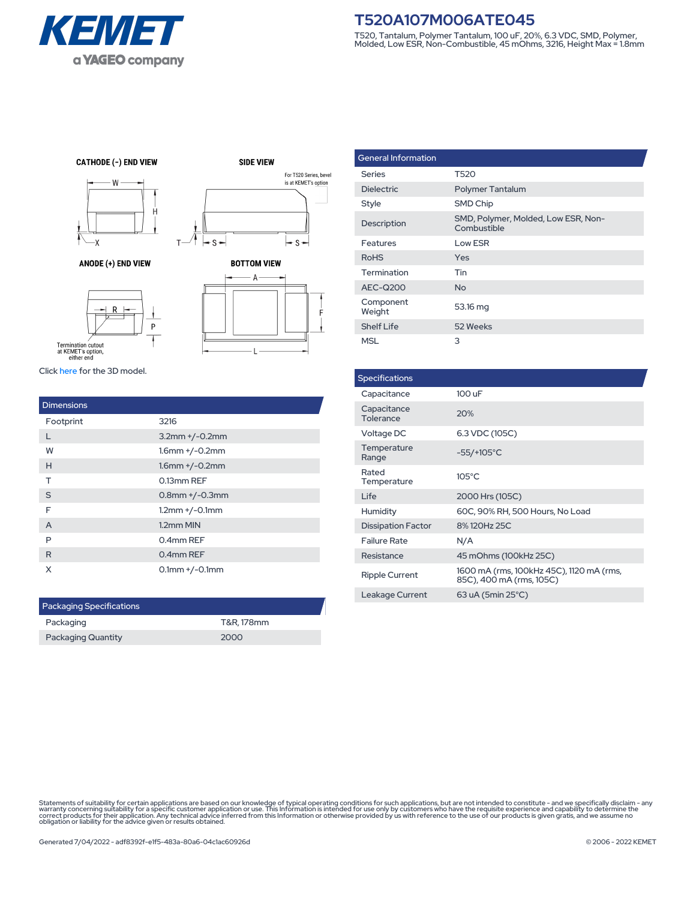# T520A107M006ATE045

T520, Tantalum, Polymer Tantalum, 100 uF, 20%, 6.3 VDC, SMD, Polymer, Molded, Low ESR, Non-Combustible, 45 mOhms, 3216, Height Max = 1.8mm

CATHODE (-) END VIEW

SIDE VIEW

For T520 Series, bevel is at KEMET's option

ANODE (+) END VIEW

BOTTOM VIEW

Termination cutout at KEMET's option, either end

W H X T S S R P A F L

Click here for the 3D model.

| Dimensions | |
|---|---|
| Footprint | 3216 |
| L | 3.2mm +/-0.2mm |
| W | 1.6mm +/-0.2mm |
| H | 1.6mm +/-0.2mm |
| T | 0.13mm REF |
| S | 0.8mm +/-0.3mm |
| F | 1.2mm +/-0.1mm |
| A | 1.2mm MIN |
| P | 0.4mm REF |
| R | 0.4mm REF |
| X | 0.1mm +/-0.1mm |

| Packaging Specifications | |
|---|---|
| Packaging | T&R, 178mm |
| Packaging Quantity | 2000 |

| General Information | |
|---|---|
| Series | T520 |
| Dielectric | Polymer Tantalum |
| Style | SMD Chip |
| Description | SMD, Polymer, Molded, Low ESR, Non-Combustible |
| Features | Low ESR |
| RoHS | Yes |
| Termination | Tin |
| AEC-Q200 | No |
| Component Weight | 53.16 mg |
| Shelf Life | 52 Weeks |
| MSL | 3 |

| Specifications | |
|---|---|
| Capacitance | 100 uF |
| Capacitance Tolerance | 20% |
| Voltage DC | 6.3 VDC (105C) |
| Temperature Range | -55/+105°C |
| Rated Temperature | 105°C |
| Life | 2000 Hrs (105C) |
| Humidity | 60C, 90% RH, 500 Hours, No Load |
| Dissipation Factor | 8% 120Hz 25C |
| Failure Rate | N/A |
| Resistance | 45 mOhms (100kHz 25C) |
| Ripple Current | 1600 mA (rms, 100kHz 45C), 1120 mA (rms, 85C), 400 mA (rms, 105C) |
| Leakage Current | 63 uA (5min 25°C) |

Statements of suitability for certain applications are based on our knowledge of typical operating conditions for such applications, but are not intended to constitute - and we specifically disclaim - any warranty concerning suitability for a specific customer application or use. This Information is intended for use only by customers who have the requisite experience and capability to determine the correct products for their application. Any technical advice inferred from this Information or otherwise provided by us with reference to the use of our products is given gratis, and we assume no obligation or liability for the advice given or results obtained.

Generated 7/04/2022 - adf8392f-e1f5-483a-80a6-04c1ac60926d

© 2006 - 2022 KEMET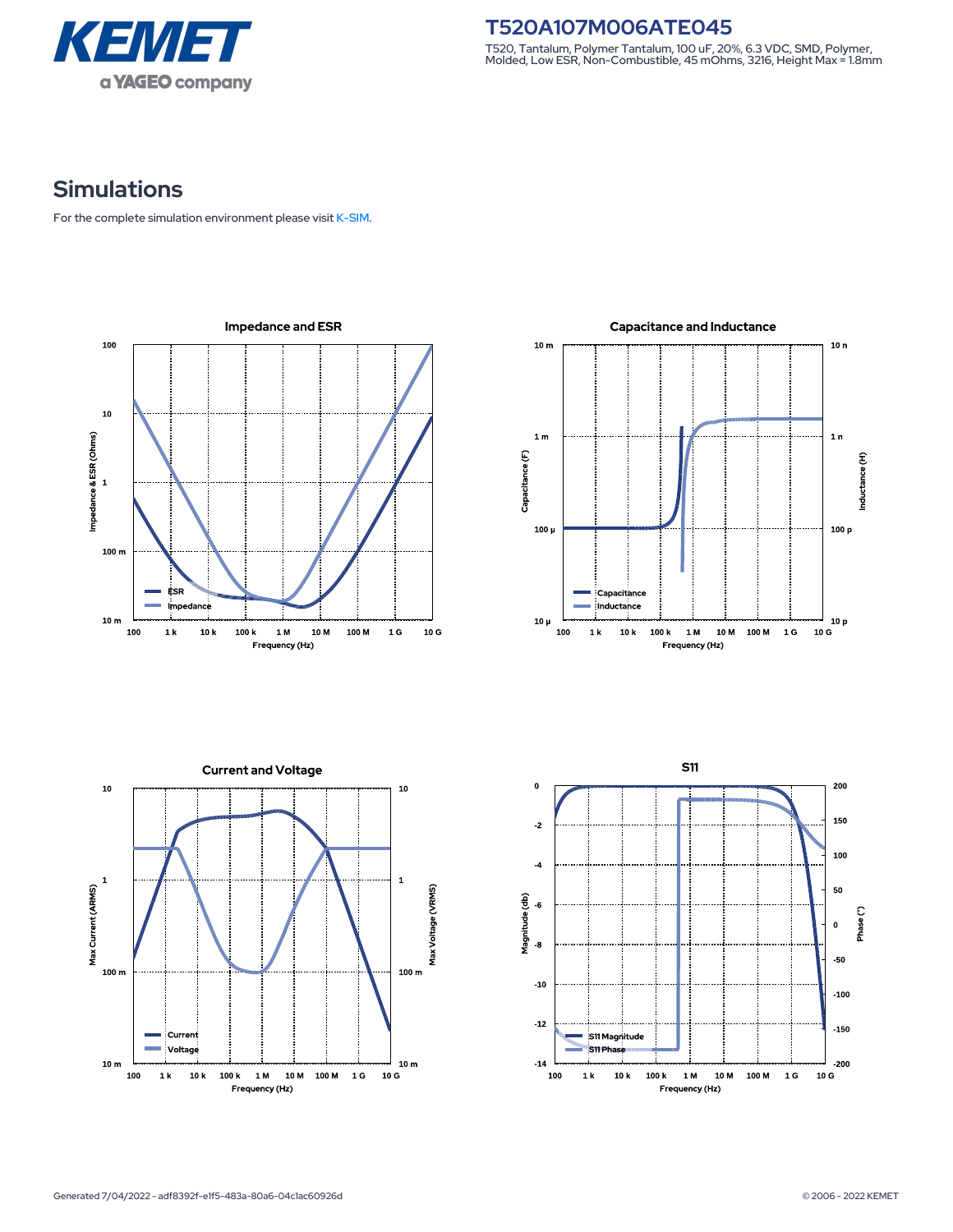# T520A107M006ATE045

T520, Tantalum, Polymer Tantalum, 100 uF, 20%, 6.3 VDC, SMD, Polymer, Molded, Low ESR, Non-Combustible, 45 mOhms, 3216, Height Max = 1.8mm

## Simulations

For the complete simulation environment please visit K-SIM.

**Impedance and ESR**

**Capacitance and Inductance**

**Current and Voltage**

**S11**

Generated 7/04/2022 - adf8392f-e1f5-483a-80a6-04c1ac60926d

© 2006 - 2022 KEMET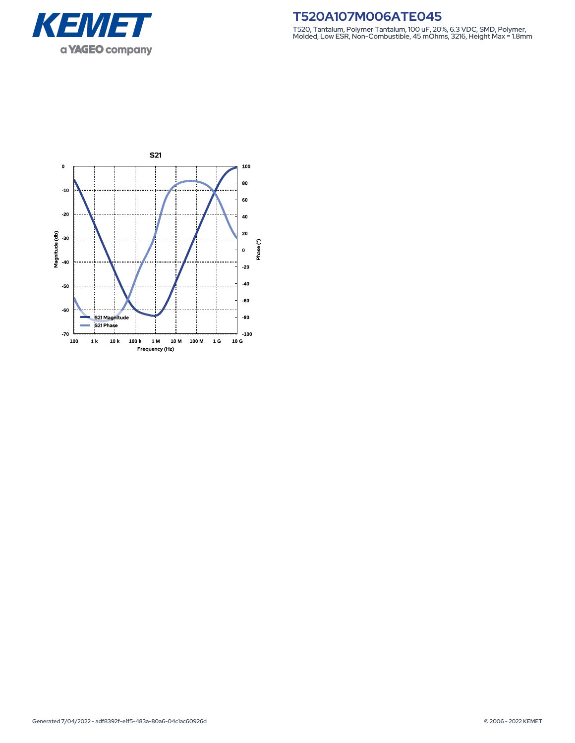# T520A107M006ATE045

T520, Tantalum, Polymer Tantalum, 100 uF, 20%, 6.3 VDC, SMD, Polymer, Molded, Low ESR, Non-Combustible, 45 mOhms, 3216, Height Max = 1.8mm

S21

Magnitude (db)

0
-10
-20
-30
-40
-50
-60
-70

Phase (°)

100
80
60
40
20
0
-20
-40
-60
-80
-100

Frequency (Hz)

100
1 k
10 k
100 k
1 M
10 M
100 M
1 G
10 G

S21 Magnitude
S21 Phase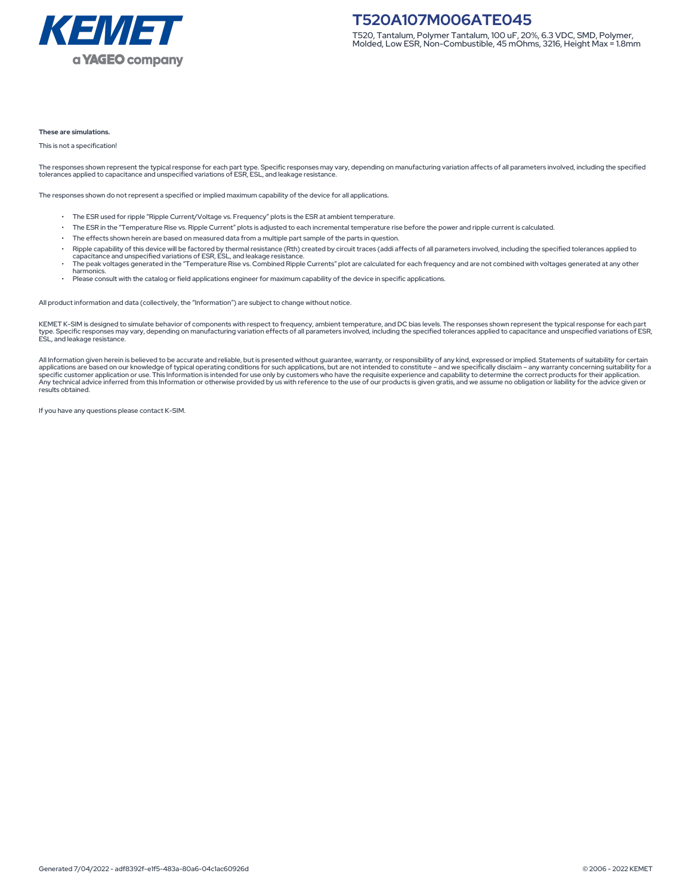**These are simulations.**

This is not a specification!

The responses shown represent the typical response for each part type. Specific responses may vary, depending on manufacturing variation affects of all parameters involved, including the specified tolerances applied to capacitance and unspecified variations of ESR, ESL, and leakage resistance.

The responses shown do not represent a specified or implied maximum capability of the device for all applications.

- The ESR used for ripple "Ripple Current/Voltage vs. Frequency" plots is the ESR at ambient temperature.
- The ESR in the "Temperature Rise vs. Ripple Current" plots is adjusted to each incremental temperature rise before the power and ripple current is calculated.
- The effects shown herein are based on measured data from a multiple part sample of the parts in question.
- Ripple capability of this device will be factored by thermal resistance (Rth) created by circuit traces (addi affects of all parameters involved, including the specified tolerances applied to capacitance and unspecified variations of ESR, ESL, and leakage resistance.
- The peak voltages generated in the "Temperature Rise vs. Combined Ripple Currents" plot are calculated for each frequency and are not combined with voltages generated at any other harmonics.
- Please consult with the catalog or field applications engineer for maximum capability of the device in specific applications.

All product information and data (collectively, the "Information") are subject to change without notice.

KEMET K-SIM is designed to simulate behavior of components with respect to frequency, ambient temperature, and DC bias levels. The responses shown represent the typical response for each part type. Specific responses may vary, depending on manufacturing variation effects of all parameters involved, including the specified tolerances applied to capacitance and unspecified variations of ESR, ESL, and leakage resistance.

All Information given herein is believed to be accurate and reliable, but is presented without guarantee, warranty, or responsibility of any kind, expressed or implied. Statements of suitability for certain applications are based on our knowledge of typical operating conditions for such applications, but are not intended to constitute – and we specifically disclaim – any warranty concerning suitability for a specific customer application or use. This Information is intended for use only by customers who have the requisite experience and capability to determine the correct products for their application. Any technical advice inferred from this Information or otherwise provided by us with reference to the use of our products is given gratis, and we assume no obligation or liability for the advice given or results obtained.

If you have any questions please contact K-SIM.